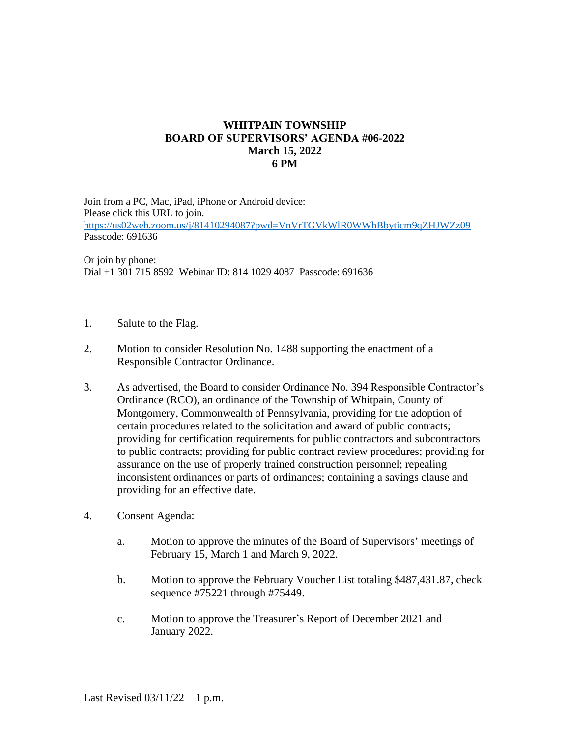# WHITPAIN TOWNSHIP
## BOARD OF SUPERVISORS' AGENDA #06-2022
## March 15, 2022
## 6 PM

Join from a PC, Mac, iPad, iPhone or Android device:
Please click this URL to join.
https://us02web.zoom.us/j/81410294087?pwd=VnVrTGVkWlR0WWhBbyticm9qZHJWZz09
Passcode: 691636

Or join by phone:
Dial +1 301 715 8592 Webinar ID: 814 1029 4087 Passcode: 691636

1. Salute to the Flag.

2. Motion to consider Resolution No. 1488 supporting the enactment of a Responsible Contractor Ordinance.

3. As advertised, the Board to consider Ordinance No. 394 Responsible Contractor's Ordinance (RCO), an ordinance of the Township of Whitpain, County of Montgomery, Commonwealth of Pennsylvania, providing for the adoption of certain procedures related to the solicitation and award of public contracts; providing for certification requirements for public contractors and subcontractors to public contracts; providing for public contract review procedures; providing for assurance on the use of properly trained construction personnel; repealing inconsistent ordinances or parts of ordinances; containing a savings clause and providing for an effective date.

4. Consent Agenda:

    a. Motion to approve the minutes of the Board of Supervisors' meetings of February 15, March 1 and March 9, 2022.

    b. Motion to approve the February Voucher List totaling $487,431.87, check sequence #75221 through #75449.

    c. Motion to approve the Treasurer's Report of December 2021 and January 2022.

Last Revised 03/11/22 1 p.m.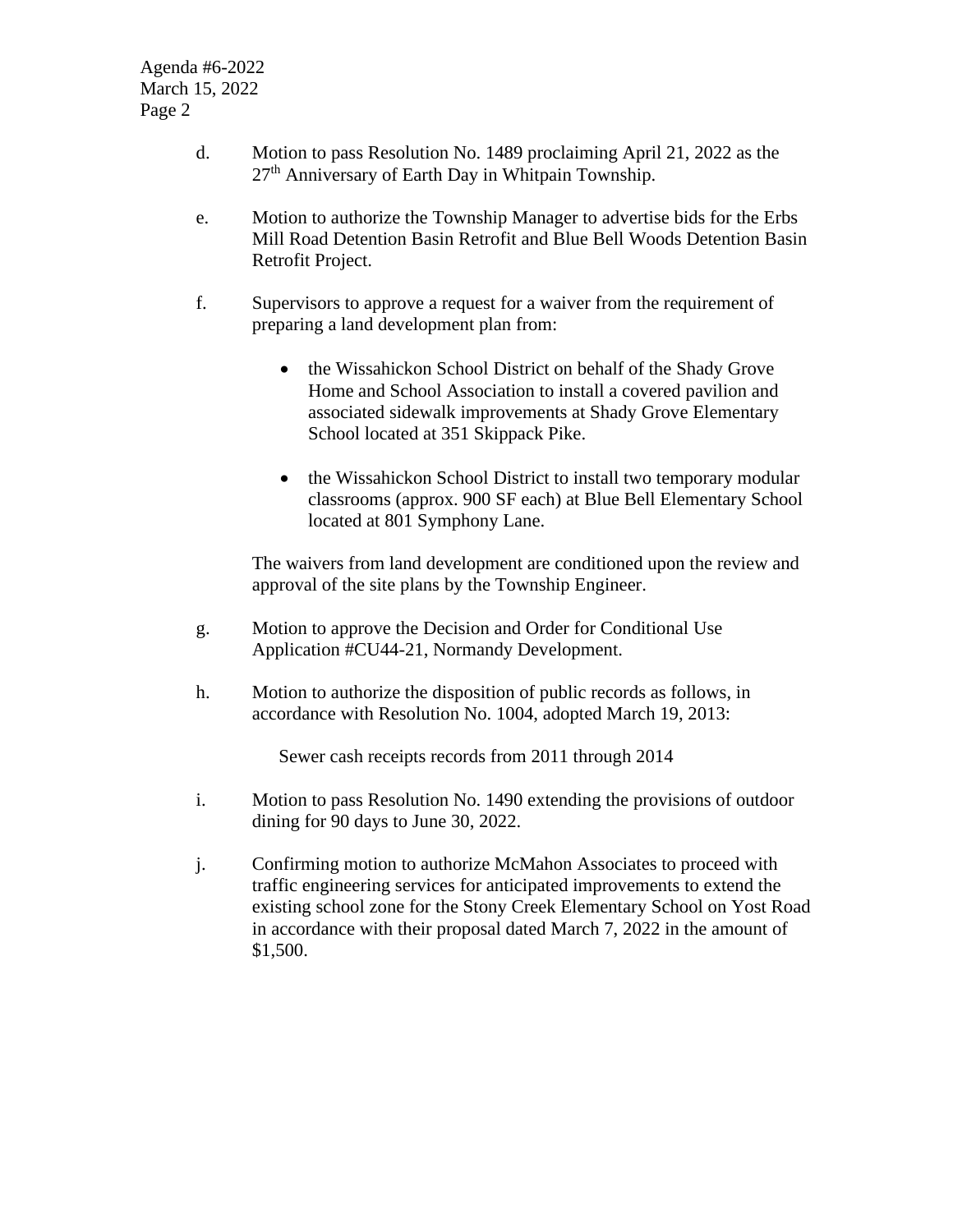d. Motion to pass Resolution No. 1489 proclaiming April 21, 2022 as the 27th Anniversary of Earth Day in Whitpain Township.

e. Motion to authorize the Township Manager to advertise bids for the Erbs Mill Road Detention Basin Retrofit and Blue Bell Woods Detention Basin Retrofit Project.

f. Supervisors to approve a request for a waiver from the requirement of preparing a land development plan from:

- the Wissahickon School District on behalf of the Shady Grove Home and School Association to install a covered pavilion and associated sidewalk improvements at Shady Grove Elementary School located at 351 Skippack Pike.
- the Wissahickon School District to install two temporary modular classrooms (approx. 900 SF each) at Blue Bell Elementary School located at 801 Symphony Lane.

The waivers from land development are conditioned upon the review and approval of the site plans by the Township Engineer.

g. Motion to approve the Decision and Order for Conditional Use Application #CU44-21, Normandy Development.

h. Motion to authorize the disposition of public records as follows, in accordance with Resolution No. 1004, adopted March 19, 2013:

Sewer cash receipts records from 2011 through 2014

i. Motion to pass Resolution No. 1490 extending the provisions of outdoor dining for 90 days to June 30, 2022.

j. Confirming motion to authorize McMahon Associates to proceed with traffic engineering services for anticipated improvements to extend the existing school zone for the Stony Creek Elementary School on Yost Road in accordance with their proposal dated March 7, 2022 in the amount of $1,500.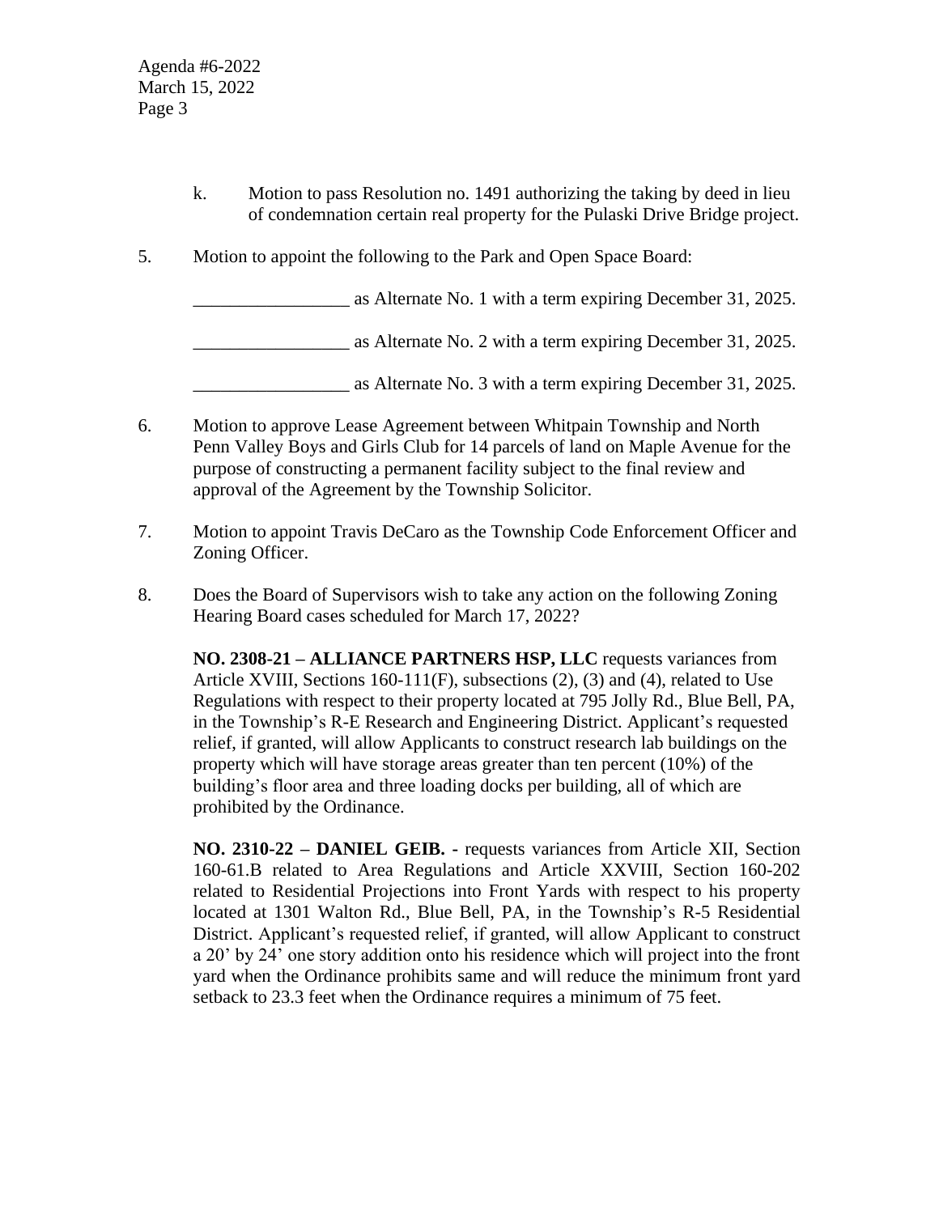k. Motion to pass Resolution no. 1491 authorizing the taking by deed in lieu of condemnation certain real property for the Pulaski Drive Bridge project.

5. Motion to appoint the following to the Park and Open Space Board:

_________________ as Alternate No. 1 with a term expiring December 31, 2025.

_________________ as Alternate No. 2 with a term expiring December 31, 2025.

_________________ as Alternate No. 3 with a term expiring December 31, 2025.

6. Motion to approve Lease Agreement between Whitpain Township and North Penn Valley Boys and Girls Club for 14 parcels of land on Maple Avenue for the purpose of constructing a permanent facility subject to the final review and approval of the Agreement by the Township Solicitor.

7. Motion to appoint Travis DeCaro as the Township Code Enforcement Officer and Zoning Officer.

8. Does the Board of Supervisors wish to take any action on the following Zoning Hearing Board cases scheduled for March 17, 2022?

**NO. 2308-21 – ALLIANCE PARTNERS HSP, LLC** requests variances from Article XVIII, Sections 160-111(F), subsections (2), (3) and (4), related to Use Regulations with respect to their property located at 795 Jolly Rd., Blue Bell, PA, in the Township's R-E Research and Engineering District. Applicant's requested relief, if granted, will allow Applicants to construct research lab buildings on the property which will have storage areas greater than ten percent (10%) of the building's floor area and three loading docks per building, all of which are prohibited by the Ordinance.

**NO. 2310-22 – DANIEL GEIB. -** requests variances from Article XII, Section 160-61.B related to Area Regulations and Article XXVIII, Section 160-202 related to Residential Projections into Front Yards with respect to his property located at 1301 Walton Rd., Blue Bell, PA, in the Township's R-5 Residential District. Applicant's requested relief, if granted, will allow Applicant to construct a 20' by 24' one story addition onto his residence which will project into the front yard when the Ordinance prohibits same and will reduce the minimum front yard setback to 23.3 feet when the Ordinance requires a minimum of 75 feet.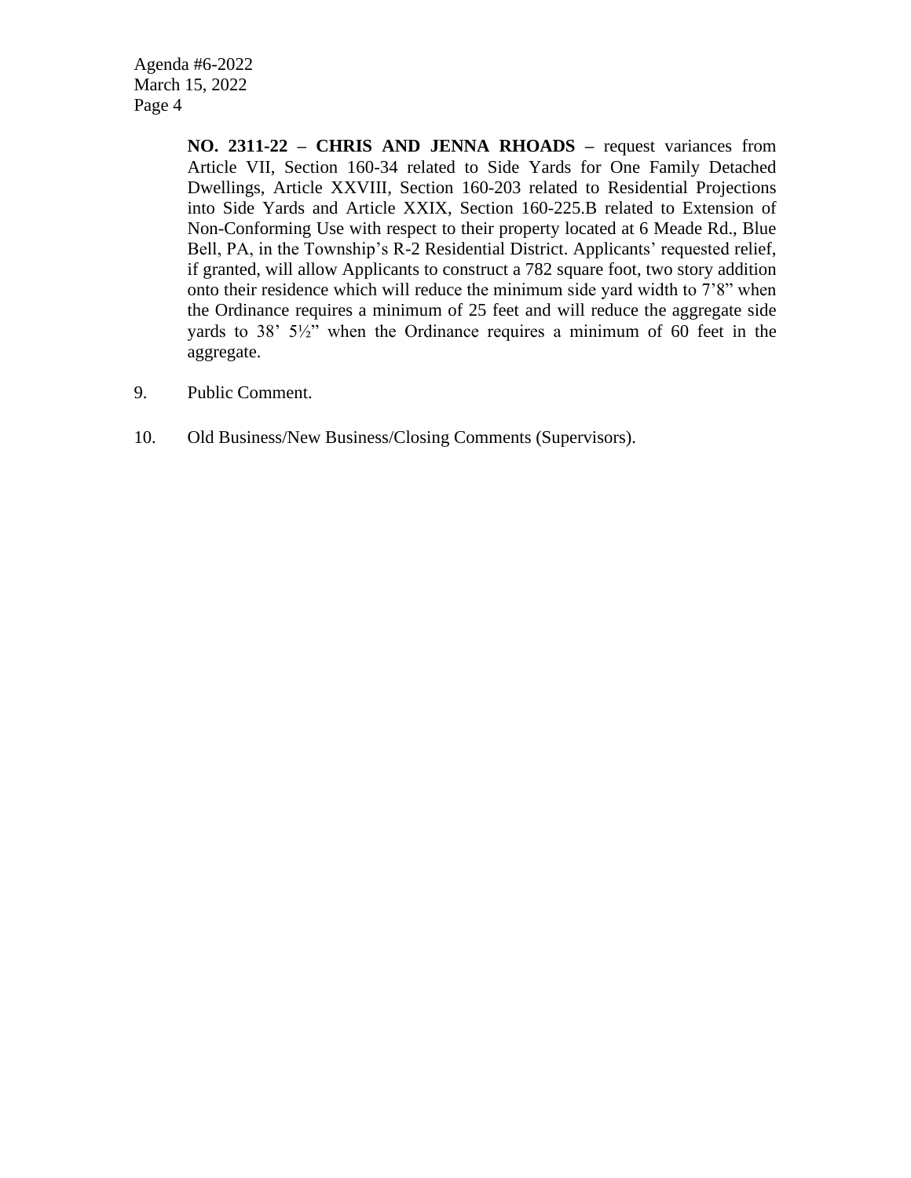**NO. 2311-22 – CHRIS AND JENNA RHOADS –** request variances from Article VII, Section 160-34 related to Side Yards for One Family Detached Dwellings, Article XXVIII, Section 160-203 related to Residential Projections into Side Yards and Article XXIX, Section 160-225.B related to Extension of Non-Conforming Use with respect to their property located at 6 Meade Rd., Blue Bell, PA, in the Township's R-2 Residential District. Applicants' requested relief, if granted, will allow Applicants to construct a 782 square foot, two story addition onto their residence which will reduce the minimum side yard width to 7'8" when the Ordinance requires a minimum of 25 feet and will reduce the aggregate side yards to 38' 5½" when the Ordinance requires a minimum of 60 feet in the aggregate.

9. Public Comment.

10. Old Business/New Business/Closing Comments (Supervisors).